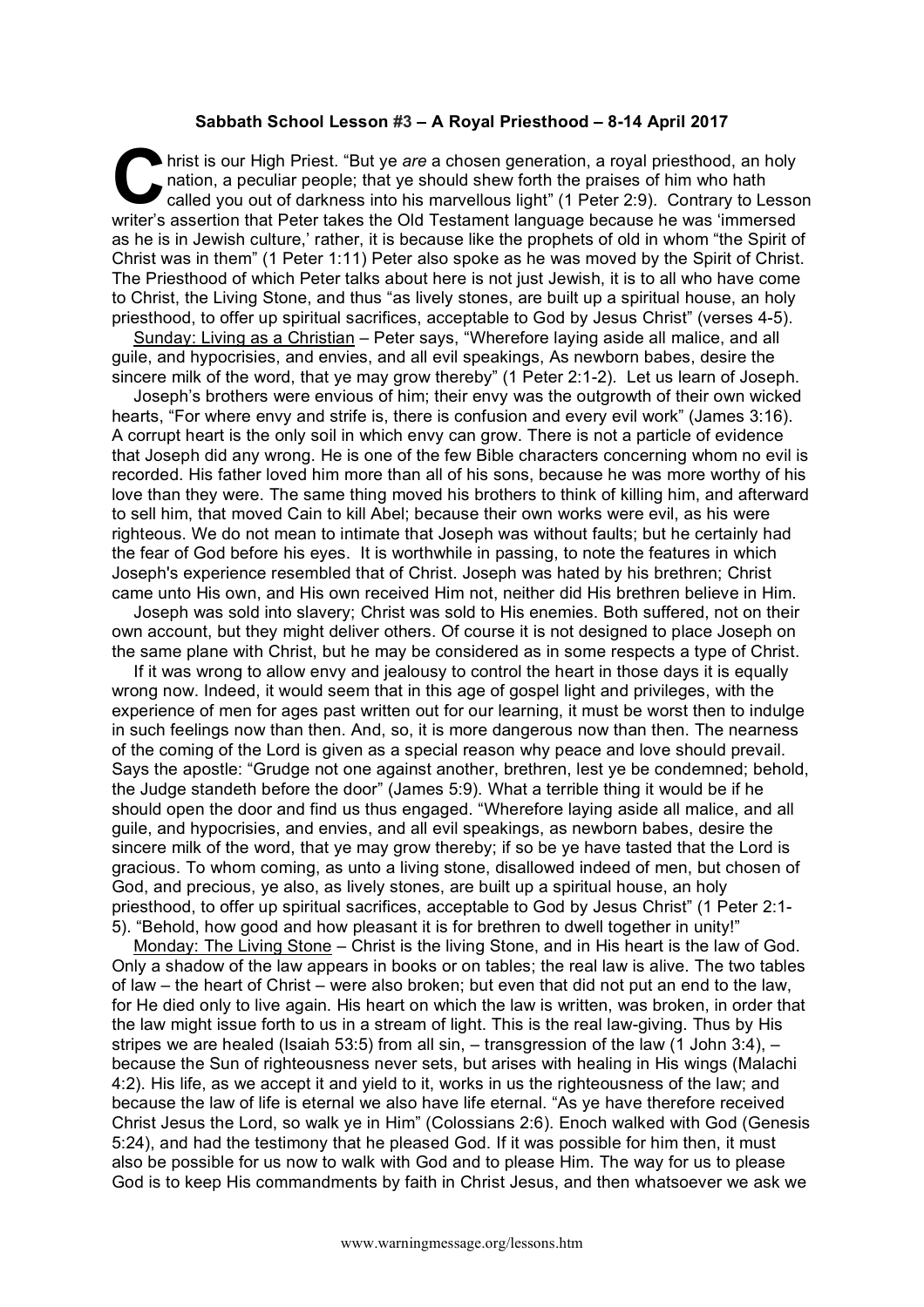**Sabbath School Lesson #3 – A Royal Priesthood – 8-14 April 2017**

Christ is our High Priest. "But ye *are* a chosen generation, a royal priesthood, an holy nation, a peculiar people; that ye should shew forth the praises of him who hath called you out of darkness into his marvellous light" (1 Peter 2:9). Contrary to Lesson writer's assertion that Peter takes the Old Testament language because he was 'immersed as he is in Jewish culture,' rather, it is because like the prophets of old in whom "the Spirit of Christ was in them" (1 Peter 1:11) Peter also spoke as he was moved by the Spirit of Christ. The Priesthood of which Peter talks about here is not just Jewish, it is to all who have come to Christ, the Living Stone, and thus "as lively stones, are built up a spiritual house, an holy priesthood, to offer up spiritual sacrifices, acceptable to God by Jesus Christ" (verses 4-5).

Sunday: Living as a Christian – Peter says, "Wherefore laying aside all malice, and all guile, and hypocrisies, and envies, and all evil speakings, As newborn babes, desire the sincere milk of the word, that ye may grow thereby" (1 Peter 2:1-2). Let us learn of Joseph.

Joseph's brothers were envious of him; their envy was the outgrowth of their own wicked hearts, "For where envy and strife is, there is confusion and every evil work" (James 3:16). A corrupt heart is the only soil in which envy can grow. There is not a particle of evidence that Joseph did any wrong. He is one of the few Bible characters concerning whom no evil is recorded. His father loved him more than all of his sons, because he was more worthy of his love than they were. The same thing moved his brothers to think of killing him, and afterward to sell him, that moved Cain to kill Abel; because their own works were evil, as his were righteous. We do not mean to intimate that Joseph was without faults; but he certainly had the fear of God before his eyes. It is worthwhile in passing, to note the features in which Joseph's experience resembled that of Christ. Joseph was hated by his brethren; Christ came unto His own, and His own received Him not, neither did His brethren believe in Him.

Joseph was sold into slavery; Christ was sold to His enemies. Both suffered, not on their own account, but they might deliver others. Of course it is not designed to place Joseph on the same plane with Christ, but he may be considered as in some respects a type of Christ.

If it was wrong to allow envy and jealousy to control the heart in those days it is equally wrong now. Indeed, it would seem that in this age of gospel light and privileges, with the experience of men for ages past written out for our learning, it must be worst then to indulge in such feelings now than then. And, so, it is more dangerous now than then. The nearness of the coming of the Lord is given as a special reason why peace and love should prevail. Says the apostle: "Grudge not one against another, brethren, lest ye be condemned; behold, the Judge standeth before the door" (James 5:9). What a terrible thing it would be if he should open the door and find us thus engaged. "Wherefore laying aside all malice, and all guile, and hypocrisies, and envies, and all evil speakings, as newborn babes, desire the sincere milk of the word, that ye may grow thereby; if so be ye have tasted that the Lord is gracious. To whom coming, as unto a living stone, disallowed indeed of men, but chosen of God, and precious, ye also, as lively stones, are built up a spiritual house, an holy priesthood, to offer up spiritual sacrifices, acceptable to God by Jesus Christ" (1 Peter 2:1-5). "Behold, how good and how pleasant it is for brethren to dwell together in unity!"

Monday: The Living Stone – Christ is the living Stone, and in His heart is the law of God. Only a shadow of the law appears in books or on tables; the real law is alive. The two tables of law – the heart of Christ – were also broken; but even that did not put an end to the law, for He died only to live again. His heart on which the law is written, was broken, in order that the law might issue forth to us in a stream of light. This is the real law-giving. Thus by His stripes we are healed (Isaiah 53:5) from all sin, – transgression of the law (1 John 3:4), – because the Sun of righteousness never sets, but arises with healing in His wings (Malachi 4:2). His life, as we accept it and yield to it, works in us the righteousness of the law; and because the law of life is eternal we also have life eternal. "As ye have therefore received Christ Jesus the Lord, so walk ye in Him" (Colossians 2:6). Enoch walked with God (Genesis 5:24), and had the testimony that he pleased God. If it was possible for him then, it must also be possible for us now to walk with God and to please Him. The way for us to please God is to keep His commandments by faith in Christ Jesus, and then whatsoever we ask we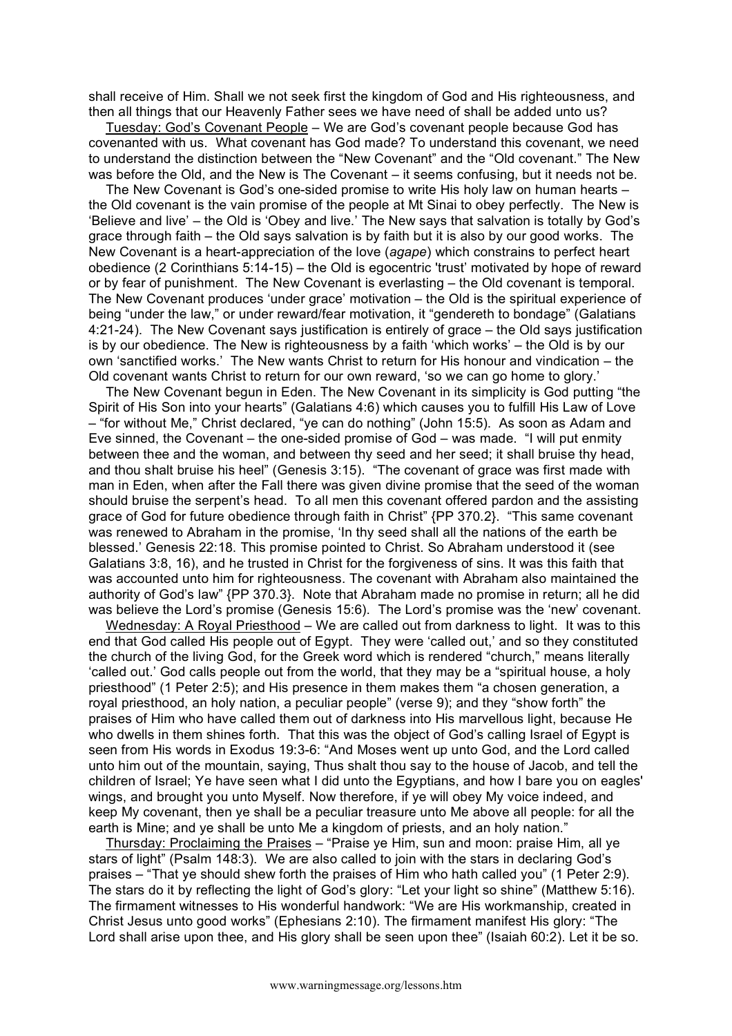shall receive of Him. Shall we not seek first the kingdom of God and His righteousness, and then all things that our Heavenly Father sees we have need of shall be added unto us?

Tuesday: God's Covenant People – We are God's covenant people because God has covenanted with us. What covenant has God made? To understand this covenant, we need to understand the distinction between the "New Covenant" and the "Old covenant." The New was before the Old, and the New is The Covenant – it seems confusing, but it needs not be.

The New Covenant is God's one-sided promise to write His holy law on human hearts – the Old covenant is the vain promise of the people at Mt Sinai to obey perfectly. The New is 'Believe and live' – the Old is 'Obey and live.' The New says that salvation is totally by God's grace through faith – the Old says salvation is by faith but it is also by our good works. The New Covenant is a heart-appreciation of the love (*agape*) which constrains to perfect heart obedience (2 Corinthians 5:14-15) – the Old is egocentric 'trust' motivated by hope of reward or by fear of punishment. The New Covenant is everlasting – the Old covenant is temporal. The New Covenant produces 'under grace' motivation – the Old is the spiritual experience of being "under the law," or under reward/fear motivation, it "gendereth to bondage" (Galatians 4:21-24). The New Covenant says justification is entirely of grace – the Old says justification is by our obedience. The New is righteousness by a faith 'which works' – the Old is by our own 'sanctified works.' The New wants Christ to return for His honour and vindication – the Old covenant wants Christ to return for our own reward, 'so we can go home to glory.'

The New Covenant begun in Eden. The New Covenant in its simplicity is God putting "the Spirit of His Son into your hearts" (Galatians 4:6) which causes you to fulfill His Law of Love – "for without Me," Christ declared, "ye can do nothing" (John 15:5). As soon as Adam and Eve sinned, the Covenant – the one-sided promise of God – was made. "I will put enmity between thee and the woman, and between thy seed and her seed; it shall bruise thy head, and thou shalt bruise his heel" (Genesis 3:15). "The covenant of grace was first made with man in Eden, when after the Fall there was given divine promise that the seed of the woman should bruise the serpent's head. To all men this covenant offered pardon and the assisting grace of God for future obedience through faith in Christ" {PP 370.2}. "This same covenant was renewed to Abraham in the promise, 'In thy seed shall all the nations of the earth be blessed.' Genesis 22:18. This promise pointed to Christ. So Abraham understood it (see Galatians 3:8, 16), and he trusted in Christ for the forgiveness of sins. It was this faith that was accounted unto him for righteousness. The covenant with Abraham also maintained the authority of God's law" {PP 370.3}. Note that Abraham made no promise in return; all he did was believe the Lord's promise (Genesis 15:6). The Lord's promise was the 'new' covenant.

Wednesday: A Royal Priesthood – We are called out from darkness to light. It was to this end that God called His people out of Egypt. They were 'called out,' and so they constituted the church of the living God, for the Greek word which is rendered "church," means literally 'called out.' God calls people out from the world, that they may be a "spiritual house, a holy priesthood" (1 Peter 2:5); and His presence in them makes them "a chosen generation, a royal priesthood, an holy nation, a peculiar people" (verse 9); and they "show forth" the praises of Him who have called them out of darkness into His marvellous light, because He who dwells in them shines forth. That this was the object of God's calling Israel of Egypt is seen from His words in Exodus 19:3-6: "And Moses went up unto God, and the Lord called unto him out of the mountain, saying, Thus shalt thou say to the house of Jacob, and tell the children of Israel; Ye have seen what I did unto the Egyptians, and how I bare you on eagles' wings, and brought you unto Myself. Now therefore, if ye will obey My voice indeed, and keep My covenant, then ye shall be a peculiar treasure unto Me above all people: for all the earth is Mine; and ye shall be unto Me a kingdom of priests, and an holy nation."

Thursday: Proclaiming the Praises – "Praise ye Him, sun and moon: praise Him, all ye stars of light" (Psalm 148:3). We are also called to join with the stars in declaring God's praises – "That ye should shew forth the praises of Him who hath called you" (1 Peter 2:9). The stars do it by reflecting the light of God's glory: "Let your light so shine" (Matthew 5:16). The firmament witnesses to His wonderful handwork: "We are His workmanship, created in Christ Jesus unto good works" (Ephesians 2:10). The firmament manifest His glory: "The Lord shall arise upon thee, and His glory shall be seen upon thee" (Isaiah 60:2). Let it be so.

www.warningmessage.org/lessons.htm